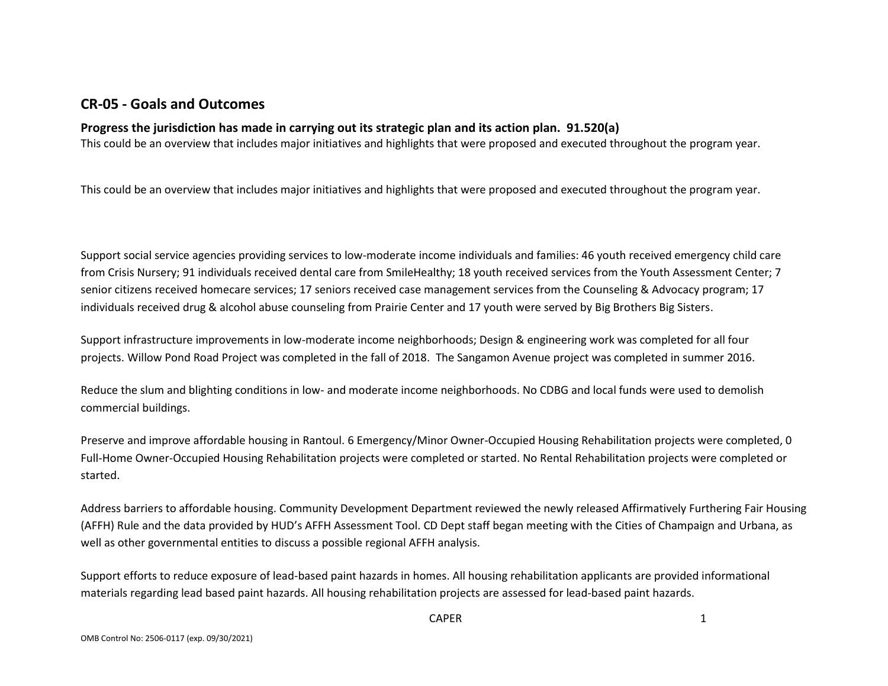## CR-05 - Goals and Outcomes

**Progress the jurisdiction has made in carrying out its strategic plan and its action plan. 91.520(a)**

This could be an overview that includes major initiatives and highlights that were proposed and executed throughout the program year.

This could be an overview that includes major initiatives and highlights that were proposed and executed throughout the program year.

Support social service agencies providing services to low-moderate income individuals and families: 46 youth received emergency child care from Crisis Nursery; 91 individuals received dental care from SmileHealthy; 18 youth received services from the Youth Assessment Center; 7 senior citizens received homecare services; 17 seniors received case management services from the Counseling & Advocacy program; 17 individuals received drug & alcohol abuse counseling from Prairie Center and 17 youth were served by Big Brothers Big Sisters.

Support infrastructure improvements in low-moderate income neighborhoods; Design & engineering work was completed for all four projects. Willow Pond Road Project was completed in the fall of 2018. The Sangamon Avenue project was completed in summer 2016.

Reduce the slum and blighting conditions in low- and moderate income neighborhoods. No CDBG and local funds were used to demolish commercial buildings.

Preserve and improve affordable housing in Rantoul. 6 Emergency/Minor Owner-Occupied Housing Rehabilitation projects were completed, 0 Full-Home Owner-Occupied Housing Rehabilitation projects were completed or started. No Rental Rehabilitation projects were completed or started.

Address barriers to affordable housing. Community Development Department reviewed the newly released Affirmatively Furthering Fair Housing (AFFH) Rule and the data provided by HUD's AFFH Assessment Tool. CD Dept staff began meeting with the Cities of Champaign and Urbana, as well as other governmental entities to discuss a possible regional AFFH analysis.

Support efforts to reduce exposure of lead-based paint hazards in homes. All housing rehabilitation applicants are provided informational materials regarding lead based paint hazards. All housing rehabilitation projects are assessed for lead-based paint hazards.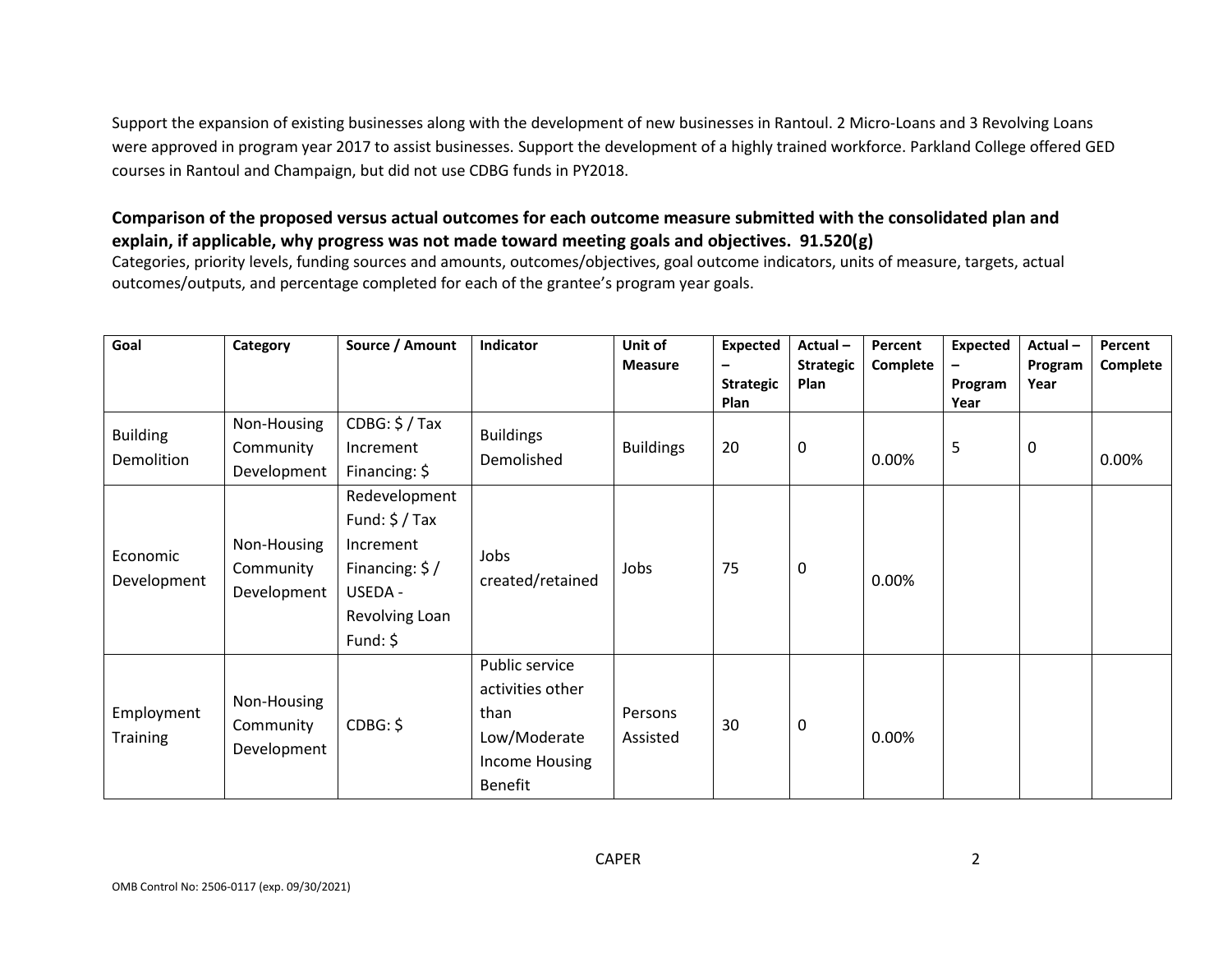Support the expansion of existing businesses along with the development of new businesses in Rantoul. 2 Micro-Loans and 3 Revolving Loans were approved in program year 2017 to assist businesses. Support the development of a highly trained workforce. Parkland College offered GED courses in Rantoul and Champaign, but did not use CDBG funds in PY2018.

## Comparison of the proposed versus actual outcomes for each outcome measure submitted with the consolidated plan and explain, if applicable, why progress was not made toward meeting goals and objectives. 91.520(g)

Categories, priority levels, funding sources and amounts, outcomes/objectives, goal outcome indicators, units of measure, targets, actual outcomes/outputs, and percentage completed for each of the grantee's program year goals.

| Goal | Category | Source / Amount | Indicator | Unit of Measure | Expected – Strategic Plan | Actual – Strategic Plan | Percent Complete | Expected – Program Year | Actual – Program Year | Percent Complete |
|---|---|---|---|---|---|---|---|---|---|---|
| Building Demolition | Non-Housing Community Development | CDBG: $ / Tax Increment Financing: $ | Buildings Demolished | Buildings | 20 | 0 | 0.00% | 5 | 0 | 0.00% |
| Economic Development | Non-Housing Community Development | Redevelopment Fund: $ / Tax Increment Financing: $ / USEDA - Revolving Loan Fund: $ | Jobs created/retained | Jobs | 75 | 0 | 0.00% | | | |
| Employment Training | Non-Housing Community Development | CDBG: $ | Public service activities other than Low/Moderate Income Housing Benefit | Persons Assisted | 30 | 0 | 0.00% | | | |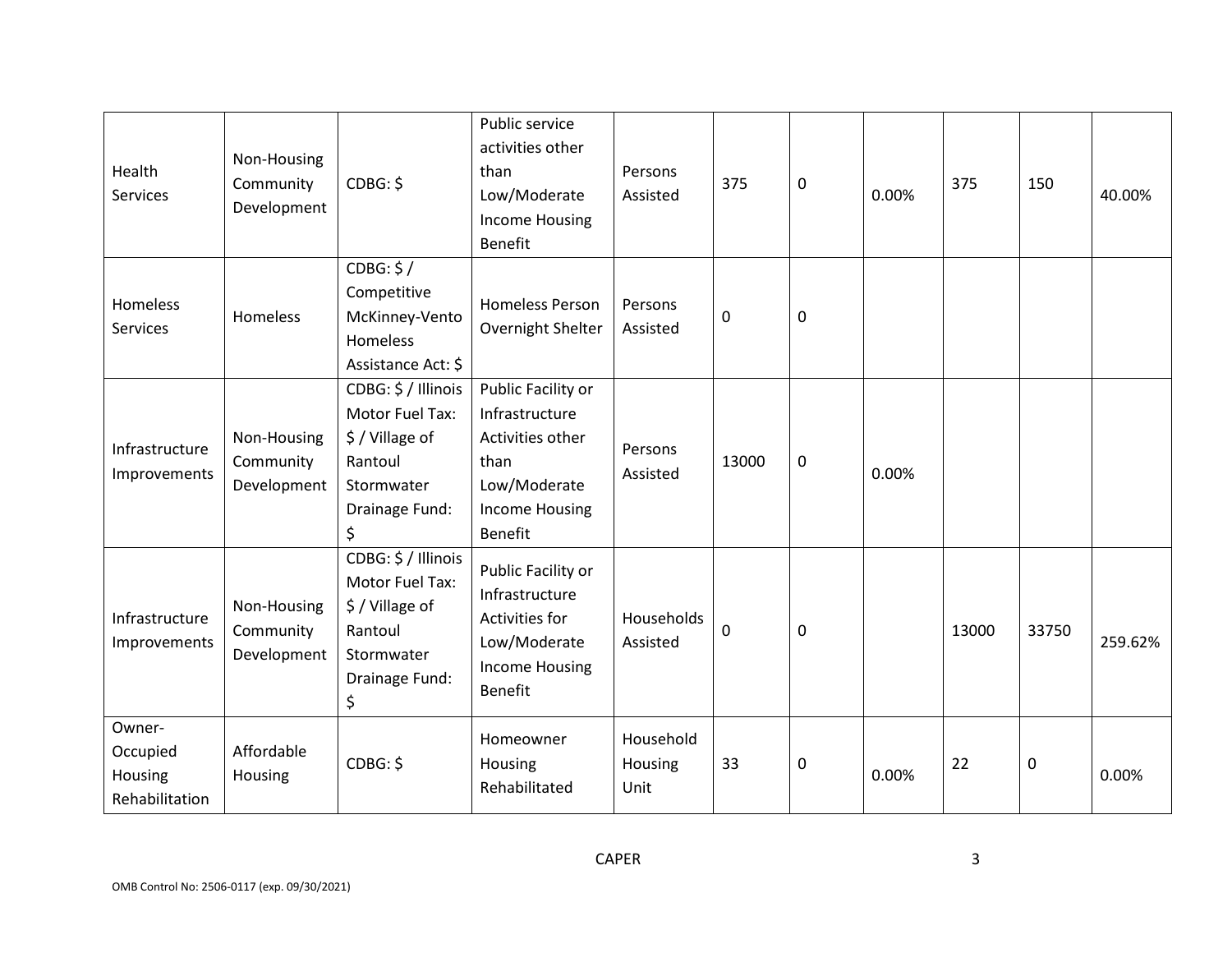| Health Services | Non-Housing Community Development | CDBG: $ | Public service activities other than Low/Moderate Income Housing Benefit | Persons Assisted | 375 | 0 | 0.00% | 375 | 150 | 40.00% |
|---|---|---|---|---|---|---|---|---|---|---|
| Homeless Services | Homeless | CDBG: $ / Competitive McKinney-Vento Homeless Assistance Act: $ | Homeless Person Overnight Shelter | Persons Assisted | 0 | 0 | | | | |
| Infrastructure Improvements | Non-Housing Community Development | CDBG: $ / Illinois Motor Fuel Tax: $ / Village of Rantoul Stormwater Drainage Fund: $ | Public Facility or Infrastructure Activities other than Low/Moderate Income Housing Benefit | Persons Assisted | 13000 | 0 | 0.00% | | | |
| Infrastructure Improvements | Non-Housing Community Development | CDBG: $ / Illinois Motor Fuel Tax: $ / Village of Rantoul Stormwater Drainage Fund: $ | Public Facility or Infrastructure Activities for Low/Moderate Income Housing Benefit | Households Assisted | 0 | 0 | | 13000 | 33750 | 259.62% |
| Owner-Occupied Housing Rehabilitation | Affordable Housing | CDBG: $ | Homeowner Housing Rehabilitated | Household Housing Unit | 33 | 0 | 0.00% | 22 | 0 | 0.00% |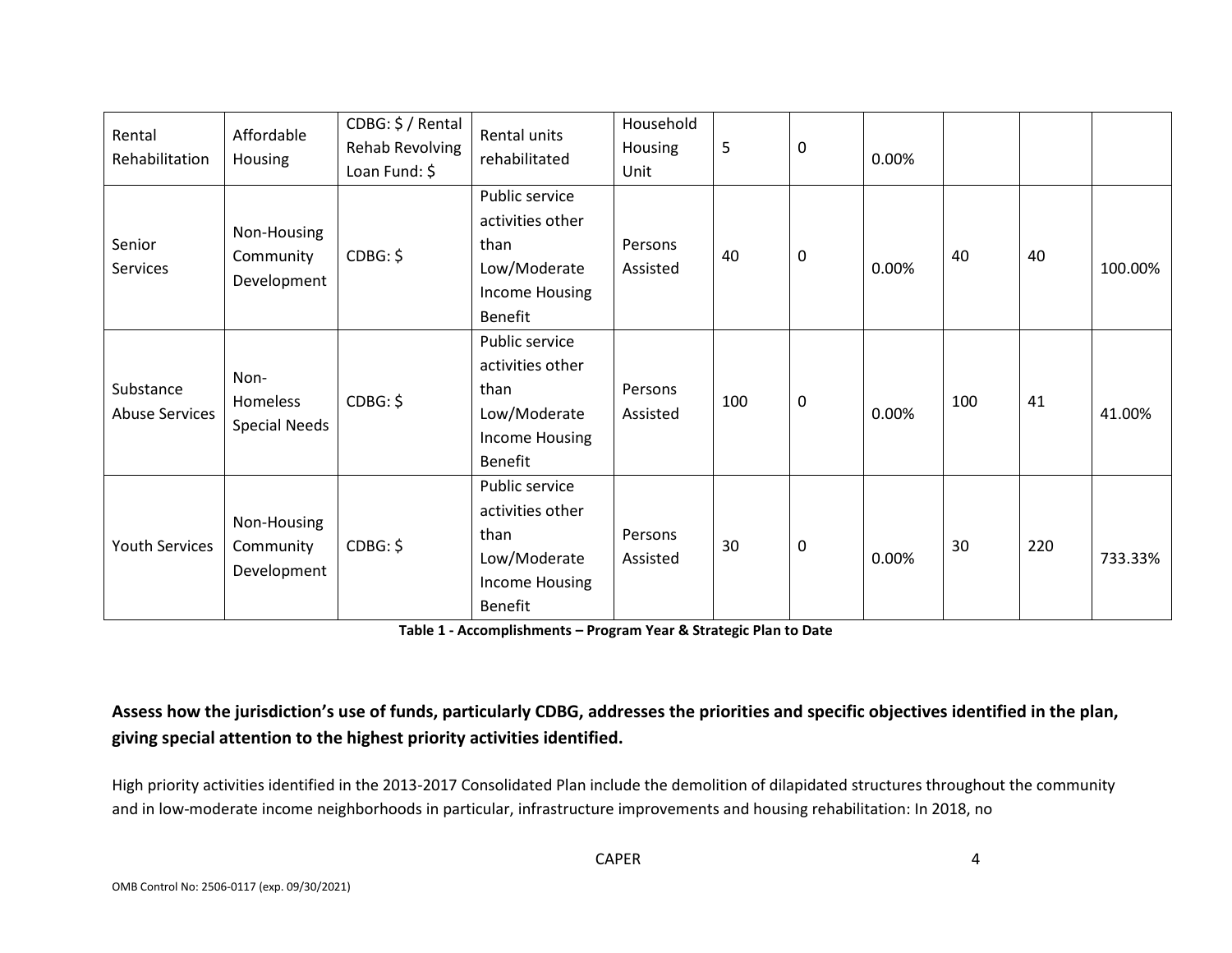| Rental Rehabilitation | Affordable Housing | CDBG: $ / Rental Rehab Revolving Loan Fund: $ | Rental units rehabilitated | Household Housing Unit | 5 | 0 | 0.00% | | | |
|---|---|---|---|---|---|---|---|---|---|---|
| Senior Services | Non-Housing Community Development | CDBG: $ | Public service activities other than Low/Moderate Income Housing Benefit | Persons Assisted | 40 | 0 | 0.00% | 40 | 40 | 100.00% |
| Substance Abuse Services | Non-Homeless Special Needs | CDBG: $ | Public service activities other than Low/Moderate Income Housing Benefit | Persons Assisted | 100 | 0 | 0.00% | 100 | 41 | 41.00% |
| Youth Services | Non-Housing Community Development | CDBG: $ | Public service activities other than Low/Moderate Income Housing Benefit | Persons Assisted | 30 | 0 | 0.00% | 30 | 220 | 733.33% |

**Table 1 - Accomplishments – Program Year & Strategic Plan to Date**

**Assess how the jurisdiction's use of funds, particularly CDBG, addresses the priorities and specific objectives identified in the plan, giving special attention to the highest priority activities identified.**

High priority activities identified in the 2013-2017 Consolidated Plan include the demolition of dilapidated structures throughout the community and in low-moderate income neighborhoods in particular, infrastructure improvements and housing rehabilitation: In 2018, no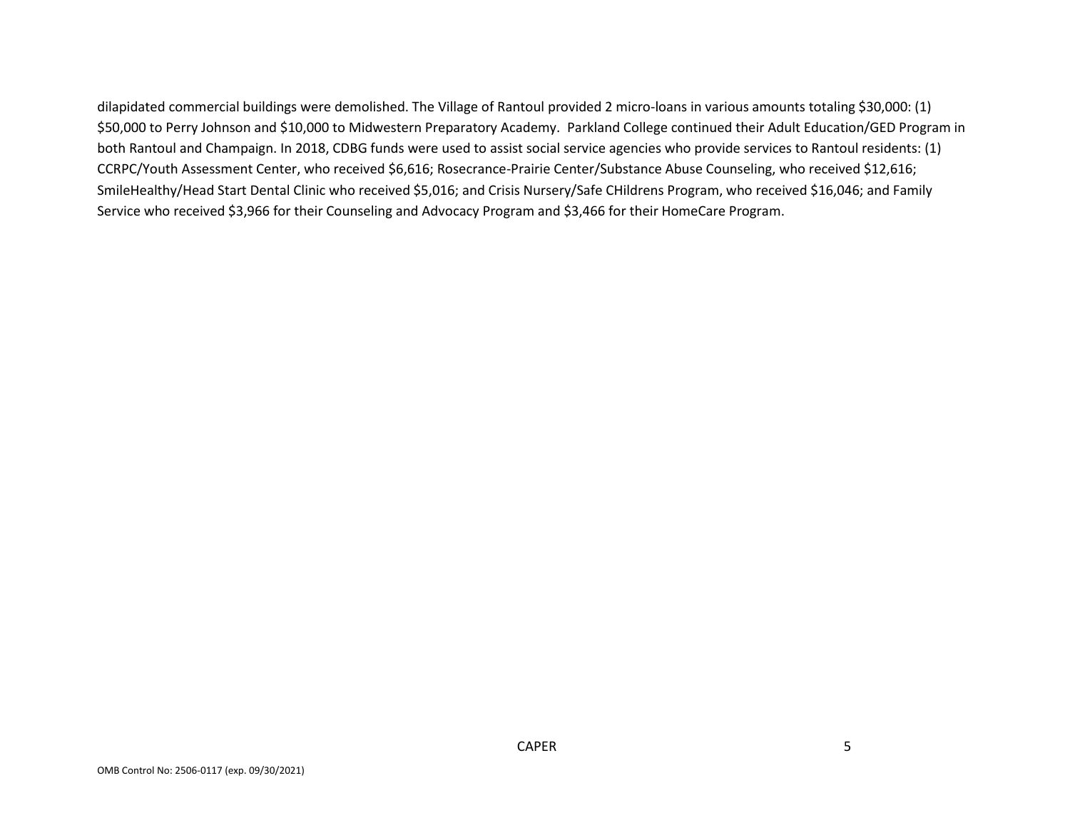dilapidated commercial buildings were demolished. The Village of Rantoul provided 2 micro-loans in various amounts totaling $30,000: (1) $50,000 to Perry Johnson and $10,000 to Midwestern Preparatory Academy.  Parkland College continued their Adult Education/GED Program in both Rantoul and Champaign. In 2018, CDBG funds were used to assist social service agencies who provide services to Rantoul residents: (1) CCRPC/Youth Assessment Center, who received $6,616; Rosecrance-Prairie Center/Substance Abuse Counseling, who received $12,616; SmileHealthy/Head Start Dental Clinic who received $5,016; and Crisis Nursery/Safe CHildrens Program, who received $16,046; and Family Service who received $3,966 for their Counseling and Advocacy Program and $3,466 for their HomeCare Program.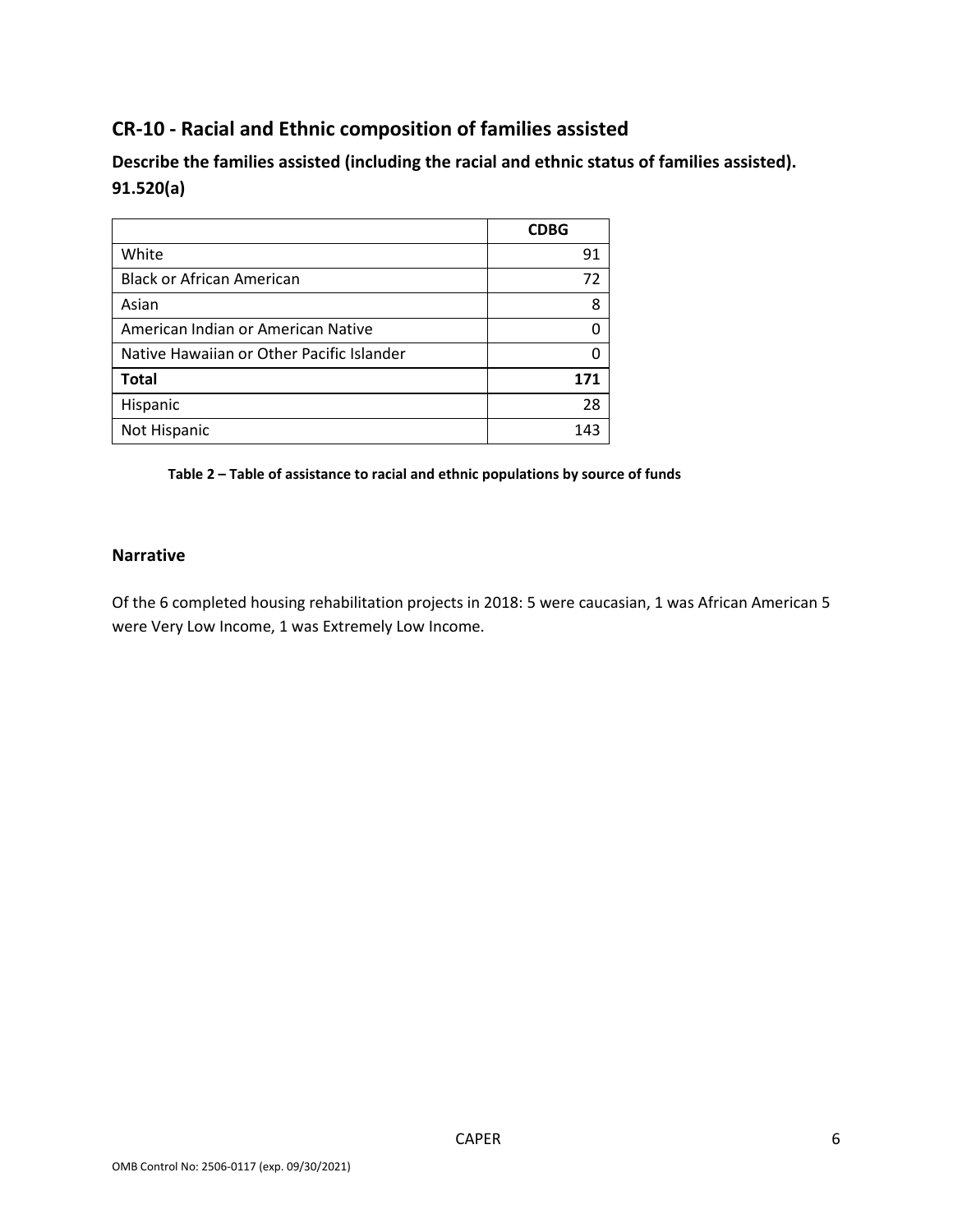## CR-10 - Racial and Ethnic composition of families assisted

### Describe the families assisted (including the racial and ethnic status of families assisted). 91.520(a)

| | CDBG |
|---|---|
| White | 91 |
| Black or African American | 72 |
| Asian | 8 |
| American Indian or American Native | 0 |
| Native Hawaiian or Other Pacific Islander | 0 |
| **Total** | **171** |
| Hispanic | 28 |
| Not Hispanic | 143 |

**Table 2 – Table of assistance to racial and ethnic populations by source of funds**

### Narrative

Of the 6 completed housing rehabilitation projects in 2018: 5 were caucasian, 1 was African American 5 were Very Low Income, 1 was Extremely Low Income.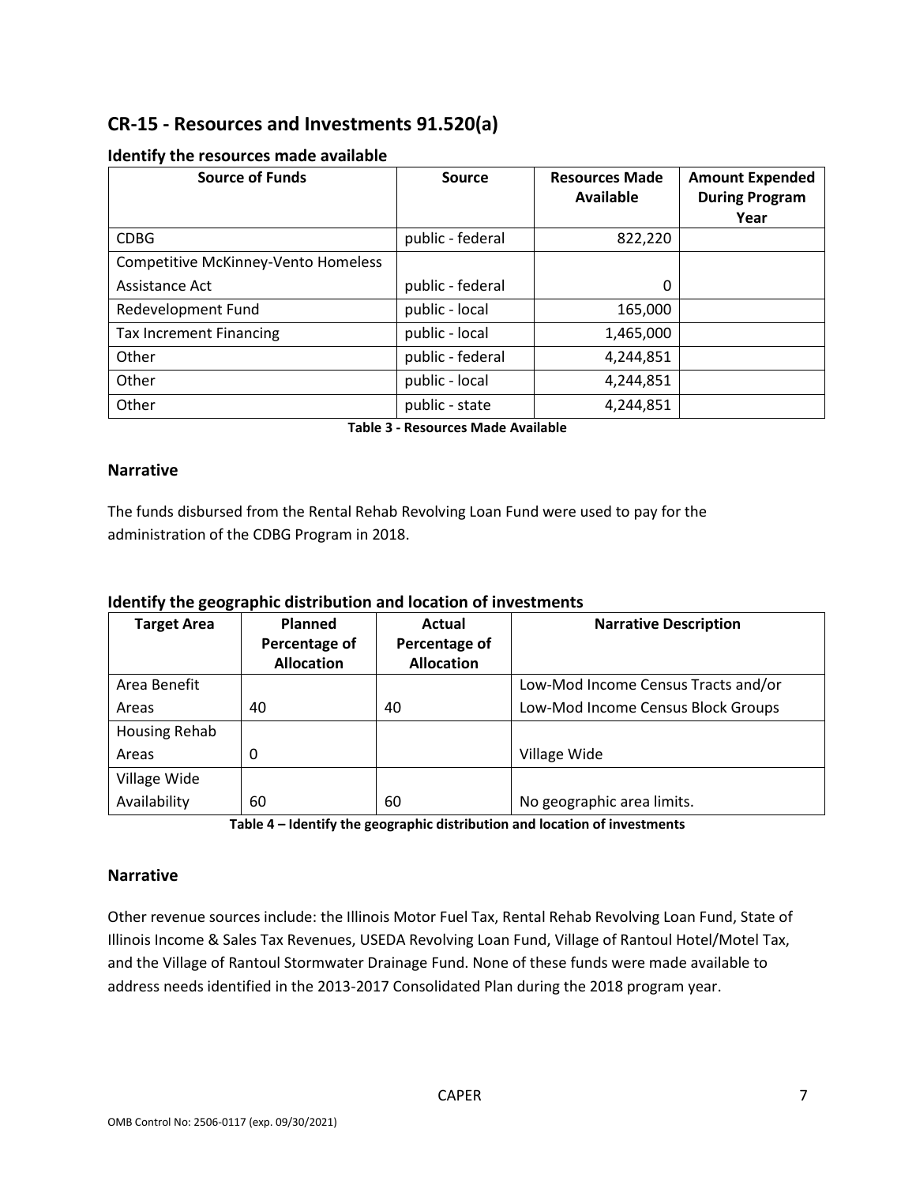## CR-15 - Resources and Investments 91.520(a)

### Identify the resources made available

| Source of Funds | Source | Resources Made Available | Amount Expended During Program Year |
|---|---|---|---|
| CDBG | public - federal | 822,220 | |
| Competitive McKinney-Vento Homeless Assistance Act | public - federal | 0 | |
| Redevelopment Fund | public - local | 165,000 | |
| Tax Increment Financing | public - local | 1,465,000 | |
| Other | public - federal | 4,244,851 | |
| Other | public - local | 4,244,851 | |
| Other | public - state | 4,244,851 | |

**Table 3 - Resources Made Available**

### Narrative

The funds disbursed from the Rental Rehab Revolving Loan Fund were used to pay for the administration of the CDBG Program in 2018.

### Identify the geographic distribution and location of investments

| Target Area | Planned Percentage of Allocation | Actual Percentage of Allocation | Narrative Description |
|---|---|---|---|
| Area Benefit Areas | 40 | 40 | Low-Mod Income Census Tracts and/or Low-Mod Income Census Block Groups |
| Housing Rehab Areas | 0 | | Village Wide |
| Village Wide Availability | 60 | 60 | No geographic area limits. |

**Table 4 – Identify the geographic distribution and location of investments**

### Narrative

Other revenue sources include: the Illinois Motor Fuel Tax, Rental Rehab Revolving Loan Fund, State of Illinois Income & Sales Tax Revenues, USEDA Revolving Loan Fund, Village of Rantoul Hotel/Motel Tax, and the Village of Rantoul Stormwater Drainage Fund. None of these funds were made available to address needs identified in the 2013-2017 Consolidated Plan during the 2018 program year.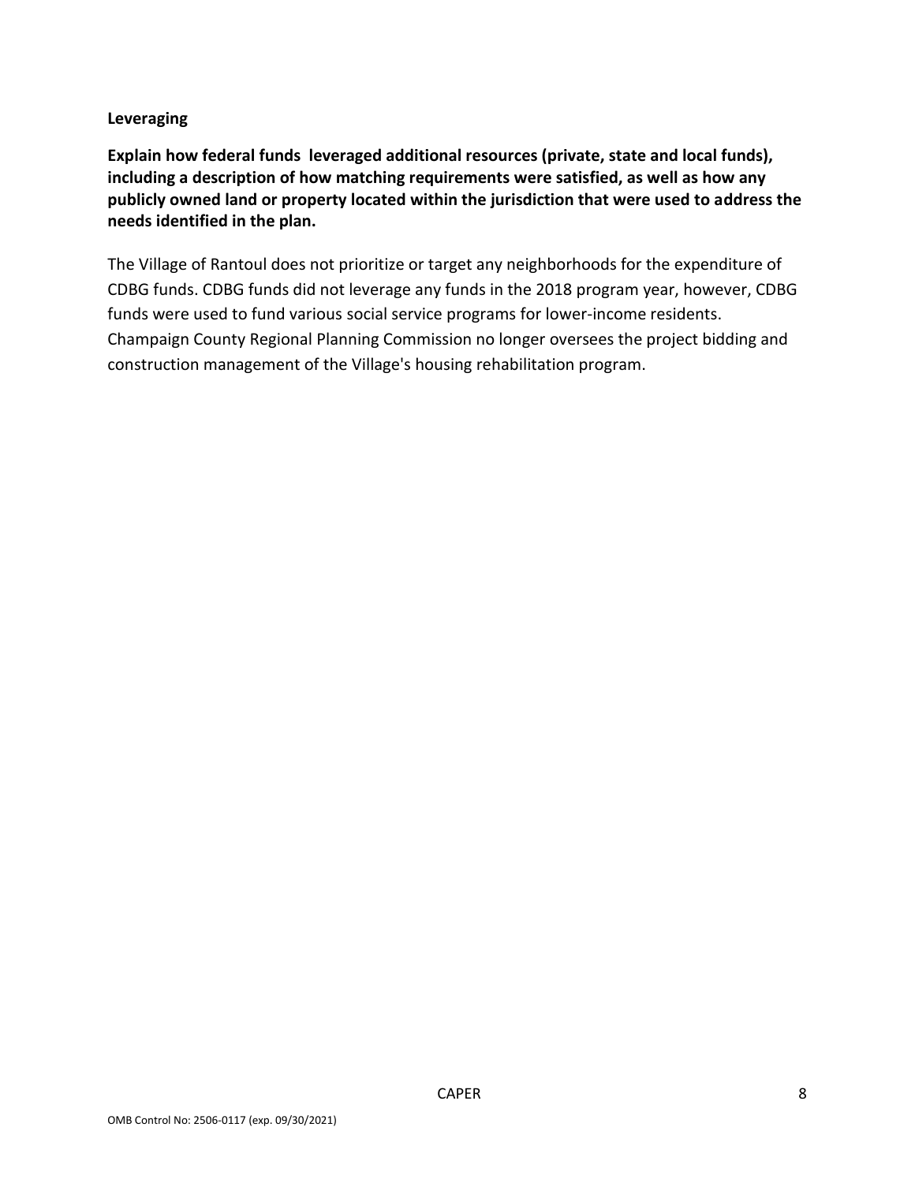**Leveraging**

**Explain how federal funds leveraged additional resources (private, state and local funds), including a description of how matching requirements were satisfied, as well as how any publicly owned land or property located within the jurisdiction that were used to address the needs identified in the plan.**

The Village of Rantoul does not prioritize or target any neighborhoods for the expenditure of CDBG funds. CDBG funds did not leverage any funds in the 2018 program year, however, CDBG funds were used to fund various social service programs for lower-income residents. Champaign County Regional Planning Commission no longer oversees the project bidding and construction management of the Village's housing rehabilitation program.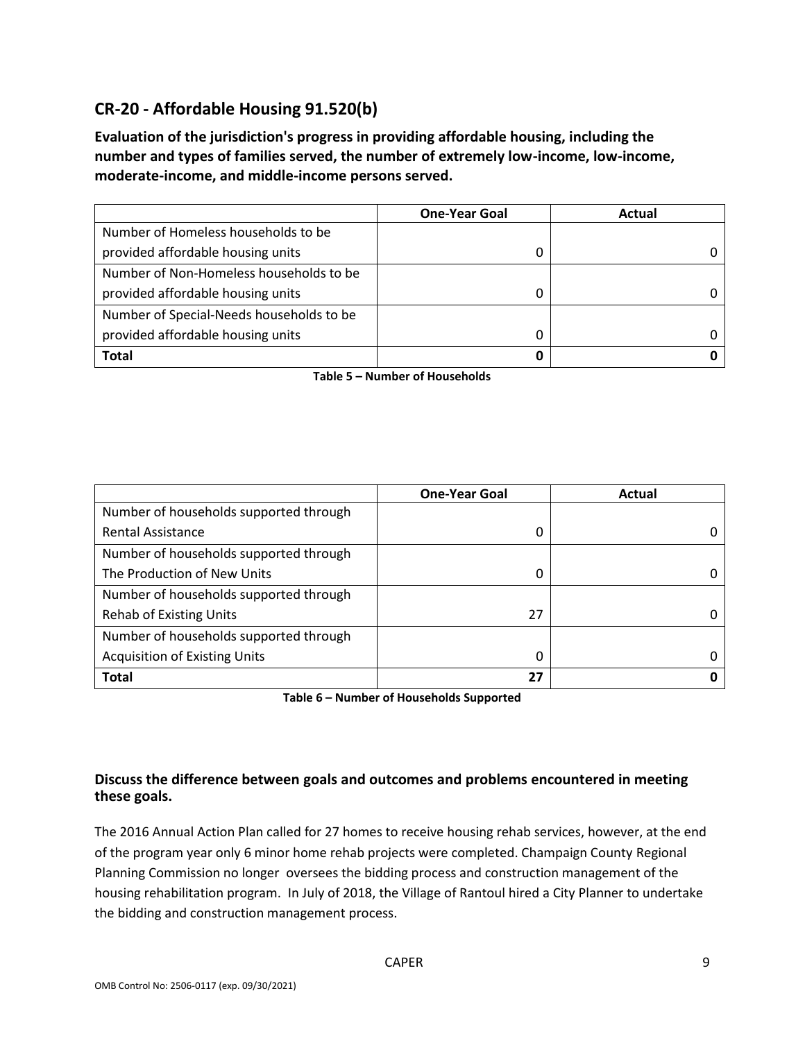## CR-20 - Affordable Housing 91.520(b)

**Evaluation of the jurisdiction's progress in providing affordable housing, including the number and types of families served, the number of extremely low-income, low-income, moderate-income, and middle-income persons served.**

| | One-Year Goal | Actual |
|---|---|---|
| Number of Homeless households to be provided affordable housing units | 0 | 0 |
| Number of Non-Homeless households to be provided affordable housing units | 0 | 0 |
| Number of Special-Needs households to be provided affordable housing units | 0 | 0 |
| **Total** | **0** | **0** |

**Table 5 – Number of Households**

| | One-Year Goal | Actual |
|---|---|---|
| Number of households supported through Rental Assistance | 0 | 0 |
| Number of households supported through The Production of New Units | 0 | 0 |
| Number of households supported through Rehab of Existing Units | 27 | 0 |
| Number of households supported through Acquisition of Existing Units | 0 | 0 |
| **Total** | **27** | **0** |

**Table 6 – Number of Households Supported**

### Discuss the difference between goals and outcomes and problems encountered in meeting these goals.

The 2016 Annual Action Plan called for 27 homes to receive housing rehab services, however, at the end of the program year only 6 minor home rehab projects were completed. Champaign County Regional Planning Commission no longer oversees the bidding process and construction management of the housing rehabilitation program. In July of 2018, the Village of Rantoul hired a City Planner to undertake the bidding and construction management process.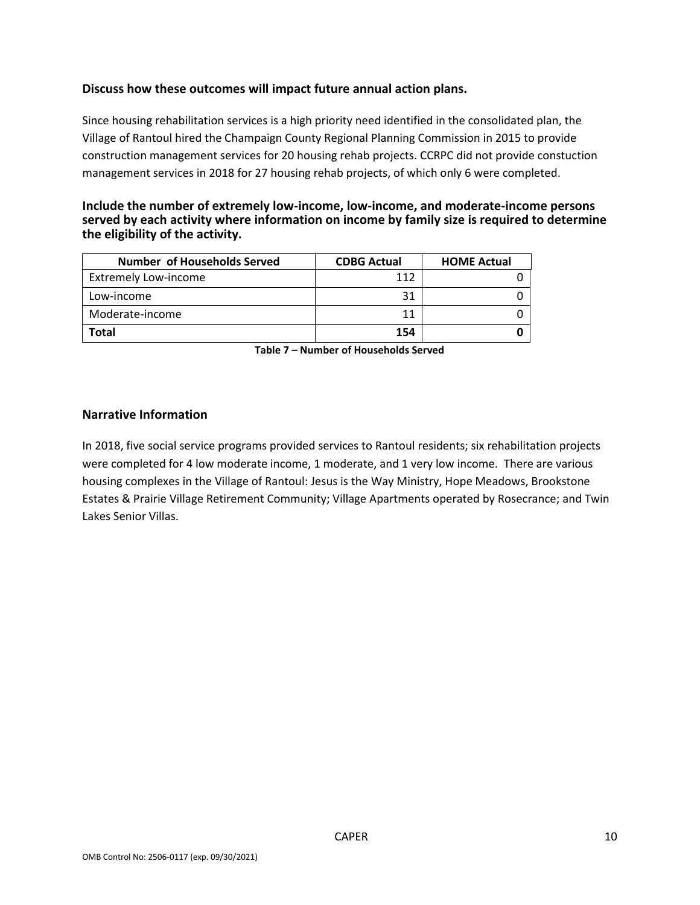### Discuss how these outcomes will impact future annual action plans.

Since housing rehabilitation services is a high priority need identified in the consolidated plan, the Village of Rantoul hired the Champaign County Regional Planning Commission in 2015 to provide construction management services for 20 housing rehab projects. CCRPC did not provide constuction management services in 2018 for 27 housing rehab projects, of which only 6 were completed.

### Include the number of extremely low-income, low-income, and moderate-income persons served by each activity where information on income by family size is required to determine the eligibility of the activity.

| Number of Households Served | CDBG Actual | HOME Actual |
|---|---|---|
| Extremely Low-income | 112 | 0 |
| Low-income | 31 | 0 |
| Moderate-income | 11 | 0 |
| **Total** | **154** | **0** |

**Table 7 – Number of Households Served**

## Narrative Information

In 2018, five social service programs provided services to Rantoul residents; six rehabilitation projects were completed for 4 low moderate income, 1 moderate, and 1 very low income. There are various housing complexes in the Village of Rantoul: Jesus is the Way Ministry, Hope Meadows, Brookstone Estates & Prairie Village Retirement Community; Village Apartments operated by Rosecrance; and Twin Lakes Senior Villas.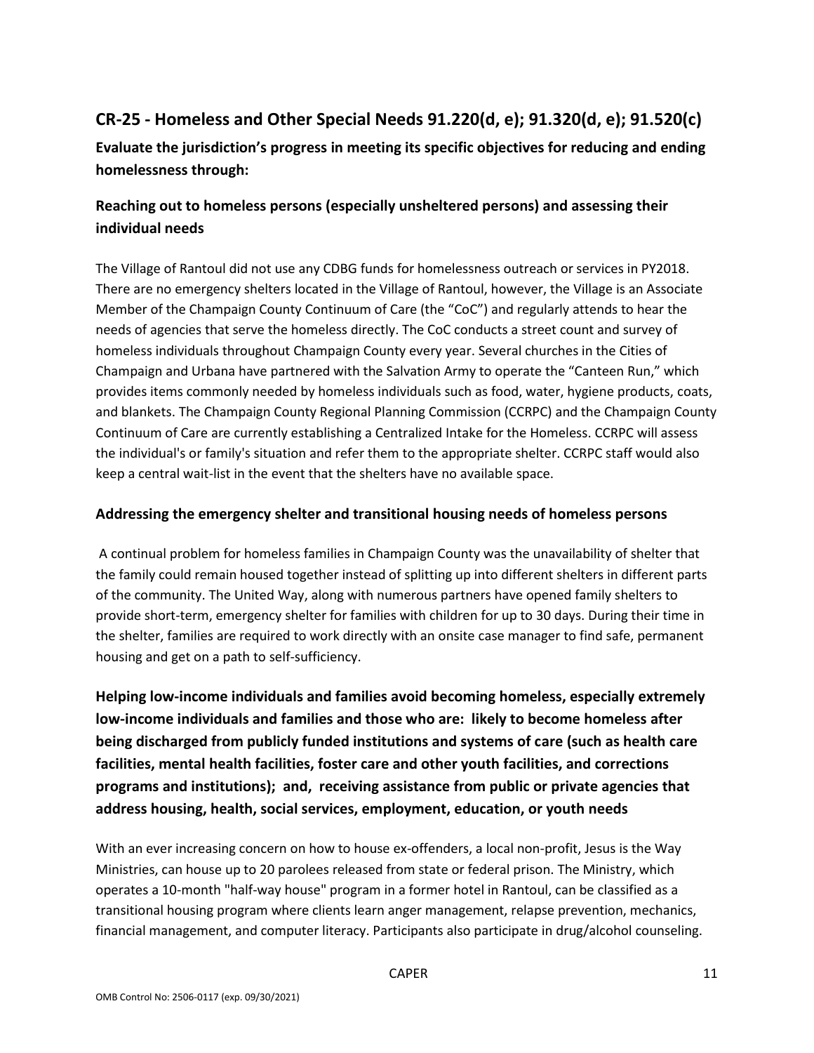## CR-25 - Homeless and Other Special Needs 91.220(d, e); 91.320(d, e); 91.520(c)

**Evaluate the jurisdiction's progress in meeting its specific objectives for reducing and ending homelessness through:**

### Reaching out to homeless persons (especially unsheltered persons) and assessing their individual needs

The Village of Rantoul did not use any CDBG funds for homelessness outreach or services in PY2018. There are no emergency shelters located in the Village of Rantoul, however, the Village is an Associate Member of the Champaign County Continuum of Care (the "CoC") and regularly attends to hear the needs of agencies that serve the homeless directly. The CoC conducts a street count and survey of homeless individuals throughout Champaign County every year. Several churches in the Cities of Champaign and Urbana have partnered with the Salvation Army to operate the "Canteen Run," which provides items commonly needed by homeless individuals such as food, water, hygiene products, coats, and blankets. The Champaign County Regional Planning Commission (CCRPC) and the Champaign County Continuum of Care are currently establishing a Centralized Intake for the Homeless. CCRPC will assess the individual's or family's situation and refer them to the appropriate shelter. CCRPC staff would also keep a central wait-list in the event that the shelters have no available space.

### Addressing the emergency shelter and transitional housing needs of homeless persons

A continual problem for homeless families in Champaign County was the unavailability of shelter that the family could remain housed together instead of splitting up into different shelters in different parts of the community. The United Way, along with numerous partners have opened family shelters to provide short-term, emergency shelter for families with children for up to 30 days. During their time in the shelter, families are required to work directly with an onsite case manager to find safe, permanent housing and get on a path to self-sufficiency.

### Helping low-income individuals and families avoid becoming homeless, especially extremely low-income individuals and families and those who are: likely to become homeless after being discharged from publicly funded institutions and systems of care (such as health care facilities, mental health facilities, foster care and other youth facilities, and corrections programs and institutions); and, receiving assistance from public or private agencies that address housing, health, social services, employment, education, or youth needs

With an ever increasing concern on how to house ex-offenders, a local non-profit, Jesus is the Way Ministries, can house up to 20 parolees released from state or federal prison. The Ministry, which operates a 10-month "half-way house" program in a former hotel in Rantoul, can be classified as a transitional housing program where clients learn anger management, relapse prevention, mechanics, financial management, and computer literacy. Participants also participate in drug/alcohol counseling.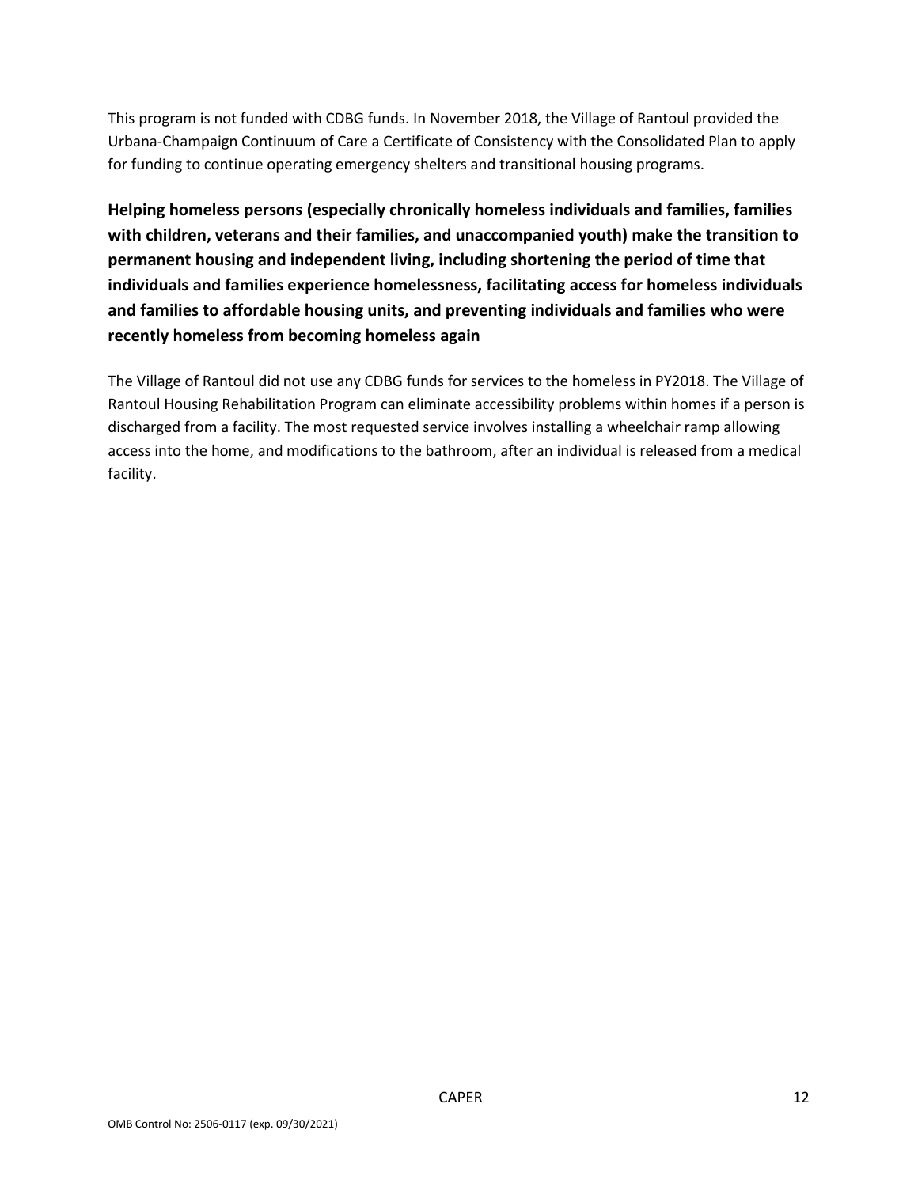This program is not funded with CDBG funds. In November 2018, the Village of Rantoul provided the Urbana-Champaign Continuum of Care a Certificate of Consistency with the Consolidated Plan to apply for funding to continue operating emergency shelters and transitional housing programs.

**Helping homeless persons (especially chronically homeless individuals and families, families with children, veterans and their families, and unaccompanied youth) make the transition to permanent housing and independent living, including shortening the period of time that individuals and families experience homelessness, facilitating access for homeless individuals and families to affordable housing units, and preventing individuals and families who were recently homeless from becoming homeless again**

The Village of Rantoul did not use any CDBG funds for services to the homeless in PY2018. The Village of Rantoul Housing Rehabilitation Program can eliminate accessibility problems within homes if a person is discharged from a facility. The most requested service involves installing a wheelchair ramp allowing access into the home, and modifications to the bathroom, after an individual is released from a medical facility.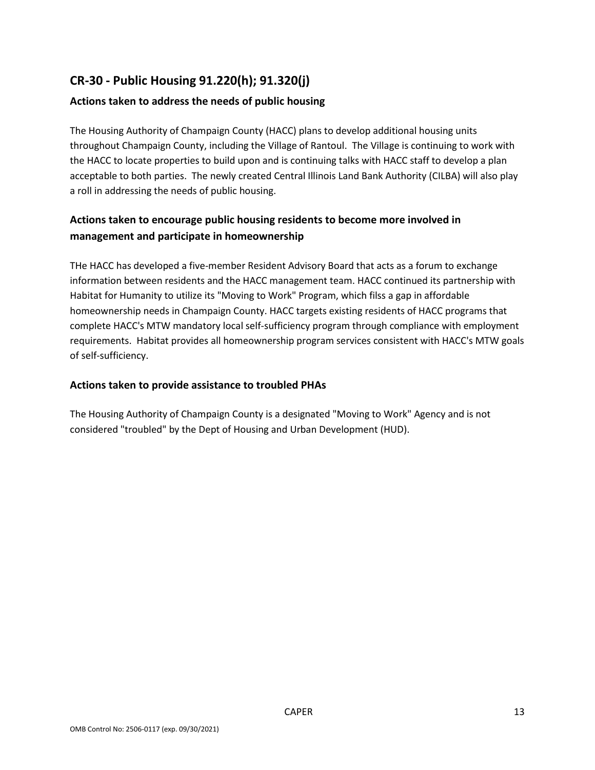## CR-30 - Public Housing 91.220(h); 91.320(j)

### Actions taken to address the needs of public housing

The Housing Authority of Champaign County (HACC) plans to develop additional housing units throughout Champaign County, including the Village of Rantoul. The Village is continuing to work with the HACC to locate properties to build upon and is continuing talks with HACC staff to develop a plan acceptable to both parties. The newly created Central Illinois Land Bank Authority (CILBA) will also play a roll in addressing the needs of public housing.

### Actions taken to encourage public housing residents to become more involved in management and participate in homeownership

THe HACC has developed a five-member Resident Advisory Board that acts as a forum to exchange information between residents and the HACC management team. HACC continued its partnership with Habitat for Humanity to utilize its "Moving to Work" Program, which filss a gap in affordable homeownership needs in Champaign County. HACC targets existing residents of HACC programs that complete HACC's MTW mandatory local self-sufficiency program through compliance with employment requirements. Habitat provides all homeownership program services consistent with HACC's MTW goals of self-sufficiency.

### Actions taken to provide assistance to troubled PHAs

The Housing Authority of Champaign County is a designated "Moving to Work" Agency and is not considered "troubled" by the Dept of Housing and Urban Development (HUD).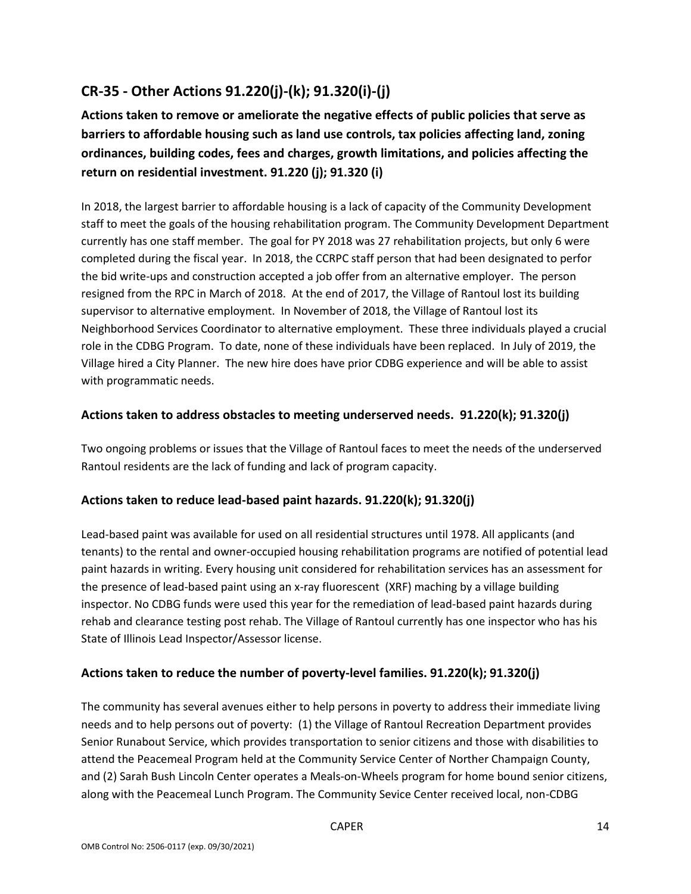## CR-35 - Other Actions 91.220(j)-(k); 91.320(i)-(j)

### Actions taken to remove or ameliorate the negative effects of public policies that serve as barriers to affordable housing such as land use controls, tax policies affecting land, zoning ordinances, building codes, fees and charges, growth limitations, and policies affecting the return on residential investment. 91.220 (j); 91.320 (i)

In 2018, the largest barrier to affordable housing is a lack of capacity of the Community Development staff to meet the goals of the housing rehabilitation program. The Community Development Department currently has one staff member. The goal for PY 2018 was 27 rehabilitation projects, but only 6 were completed during the fiscal year. In 2018, the CCRPC staff person that had been designated to perfor the bid write-ups and construction accepted a job offer from an alternative employer. The person resigned from the RPC in March of 2018. At the end of 2017, the Village of Rantoul lost its building supervisor to alternative employment. In November of 2018, the Village of Rantoul lost its Neighborhood Services Coordinator to alternative employment. These three individuals played a crucial role in the CDBG Program. To date, none of these individuals have been replaced. In July of 2019, the Village hired a City Planner. The new hire does have prior CDBG experience and will be able to assist with programmatic needs.

### Actions taken to address obstacles to meeting underserved needs. 91.220(k); 91.320(j)

Two ongoing problems or issues that the Village of Rantoul faces to meet the needs of the underserved Rantoul residents are the lack of funding and lack of program capacity.

### Actions taken to reduce lead-based paint hazards. 91.220(k); 91.320(j)

Lead-based paint was available for used on all residential structures until 1978. All applicants (and tenants) to the rental and owner-occupied housing rehabilitation programs are notified of potential lead paint hazards in writing. Every housing unit considered for rehabilitation services has an assessment for the presence of lead-based paint using an x-ray fluorescent (XRF) maching by a village building inspector. No CDBG funds were used this year for the remediation of lead-based paint hazards during rehab and clearance testing post rehab. The Village of Rantoul currently has one inspector who has his State of Illinois Lead Inspector/Assessor license.

### Actions taken to reduce the number of poverty-level families. 91.220(k); 91.320(j)

The community has several avenues either to help persons in poverty to address their immediate living needs and to help persons out of poverty: (1) the Village of Rantoul Recreation Department provides Senior Runabout Service, which provides transportation to senior citizens and those with disabilities to attend the Peacemeal Program held at the Community Service Center of Norther Champaign County, and (2) Sarah Bush Lincoln Center operates a Meals-on-Wheels program for home bound senior citizens, along with the Peacemeal Lunch Program. The Community Sevice Center received local, non-CDBG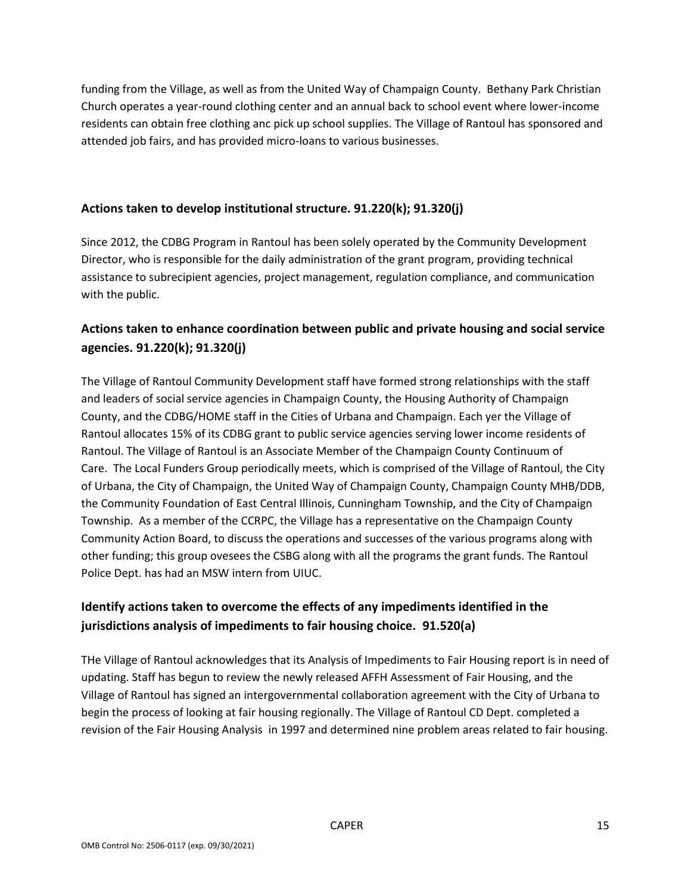funding from the Village, as well as from the United Way of Champaign County. Bethany Park Christian Church operates a year-round clothing center and an annual back to school event where lower-income residents can obtain free clothing anc pick up school supplies. The Village of Rantoul has sponsored and attended job fairs, and has provided micro-loans to various businesses.

## Actions taken to develop institutional structure. 91.220(k); 91.320(j)

Since 2012, the CDBG Program in Rantoul has been solely operated by the Community Development Director, who is responsible for the daily administration of the grant program, providing technical assistance to subrecipient agencies, project management, regulation compliance, and communication with the public.

## Actions taken to enhance coordination between public and private housing and social service agencies. 91.220(k); 91.320(j)

The Village of Rantoul Community Development staff have formed strong relationships with the staff and leaders of social service agencies in Champaign County, the Housing Authority of Champaign County, and the CDBG/HOME staff in the Cities of Urbana and Champaign. Each yer the Village of Rantoul allocates 15% of its CDBG grant to public service agencies serving lower income residents of Rantoul. The Village of Rantoul is an Associate Member of the Champaign County Continuum of Care. The Local Funders Group periodically meets, which is comprised of the Village of Rantoul, the City of Urbana, the City of Champaign, the United Way of Champaign County, Champaign County MHB/DDB, the Community Foundation of East Central Illinois, Cunningham Township, and the City of Champaign Township. As a member of the CCRPC, the Village has a representative on the Champaign County Community Action Board, to discuss the operations and successes of the various programs along with other funding; this group ovesees the CSBG along with all the programs the grant funds. The Rantoul Police Dept. has had an MSW intern from UIUC.

## Identify actions taken to overcome the effects of any impediments identified in the jurisdictions analysis of impediments to fair housing choice. 91.520(a)

THe Village of Rantoul acknowledges that its Analysis of Impediments to Fair Housing report is in need of updating. Staff has begun to review the newly released AFFH Assessment of Fair Housing, and the Village of Rantoul has signed an intergovernmental collaboration agreement with the City of Urbana to begin the process of looking at fair housing regionally. The Village of Rantoul CD Dept. completed a revision of the Fair Housing Analysis in 1997 and determined nine problem areas related to fair housing.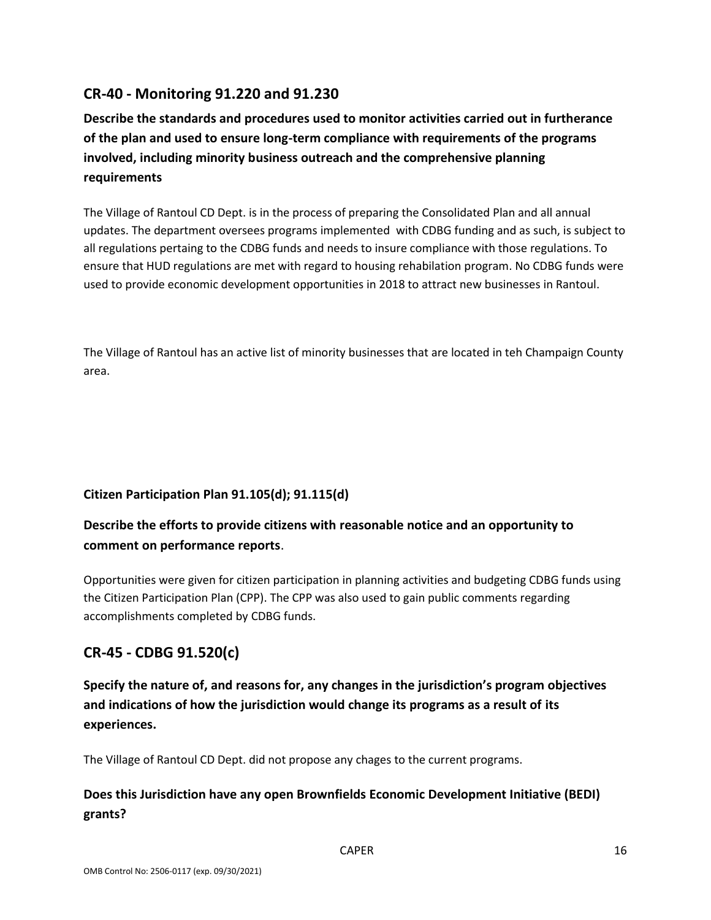## CR-40 - Monitoring 91.220 and 91.230

### Describe the standards and procedures used to monitor activities carried out in furtherance of the plan and used to ensure long-term compliance with requirements of the programs involved, including minority business outreach and the comprehensive planning requirements

The Village of Rantoul CD Dept. is in the process of preparing the Consolidated Plan and all annual updates. The department oversees programs implemented with CDBG funding and as such, is subject to all regulations pertaing to the CDBG funds and needs to insure compliance with those regulations. To ensure that HUD regulations are met with regard to housing rehabilitation program. No CDBG funds were used to provide economic development opportunities in 2018 to attract new businesses in Rantoul.

The Village of Rantoul has an active list of minority businesses that are located in teh Champaign County area.

**Citizen Participation Plan 91.105(d); 91.115(d)**

### Describe the efforts to provide citizens with reasonable notice and an opportunity to comment on performance reports.

Opportunities were given for citizen participation in planning activities and budgeting CDBG funds using the Citizen Participation Plan (CPP). The CPP was also used to gain public comments regarding accomplishments completed by CDBG funds.

## CR-45 - CDBG 91.520(c)

### Specify the nature of, and reasons for, any changes in the jurisdiction's program objectives and indications of how the jurisdiction would change its programs as a result of its experiences.

The Village of Rantoul CD Dept. did not propose any chages to the current programs.

### Does this Jurisdiction have any open Brownfields Economic Development Initiative (BEDI) grants?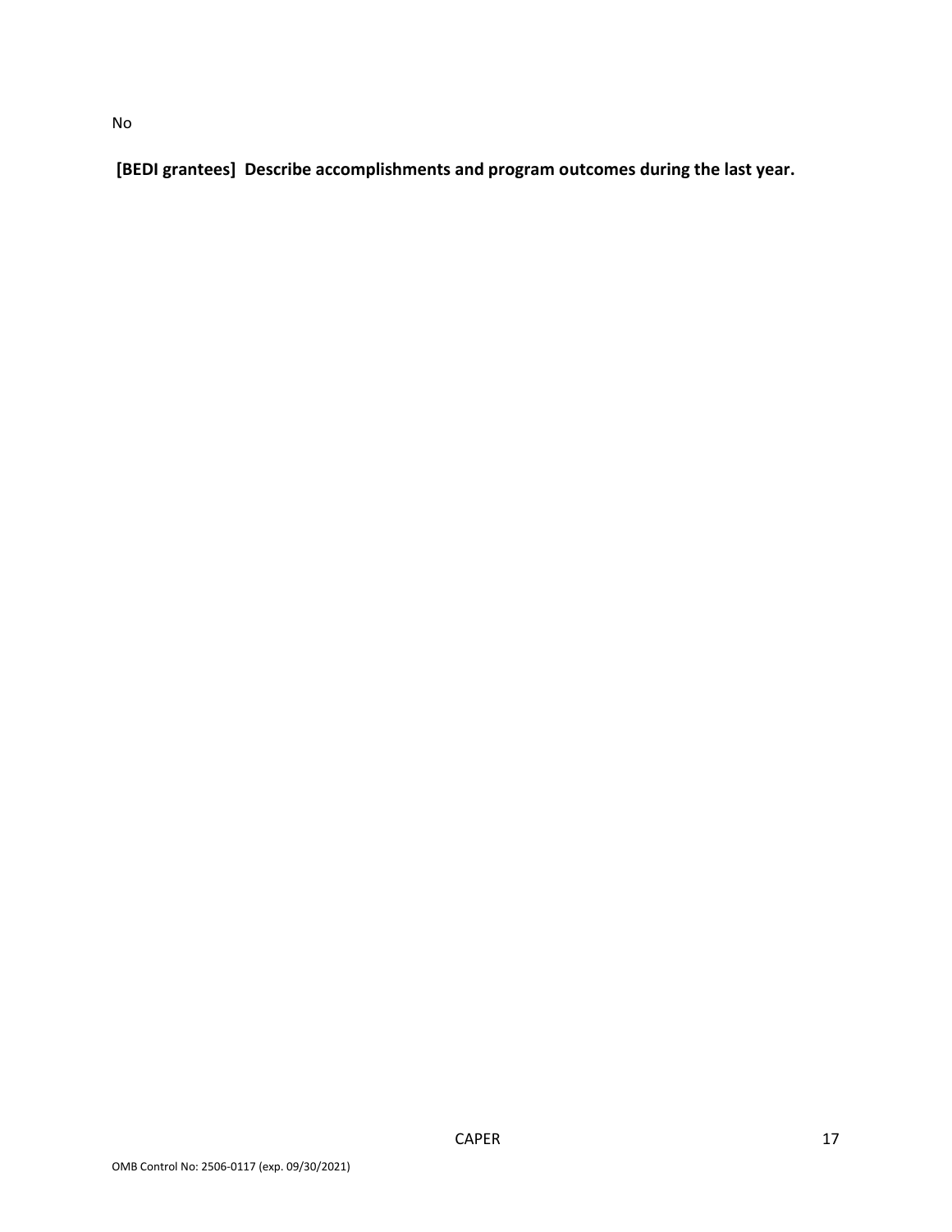No

**[BEDI grantees] Describe accomplishments and program outcomes during the last year.**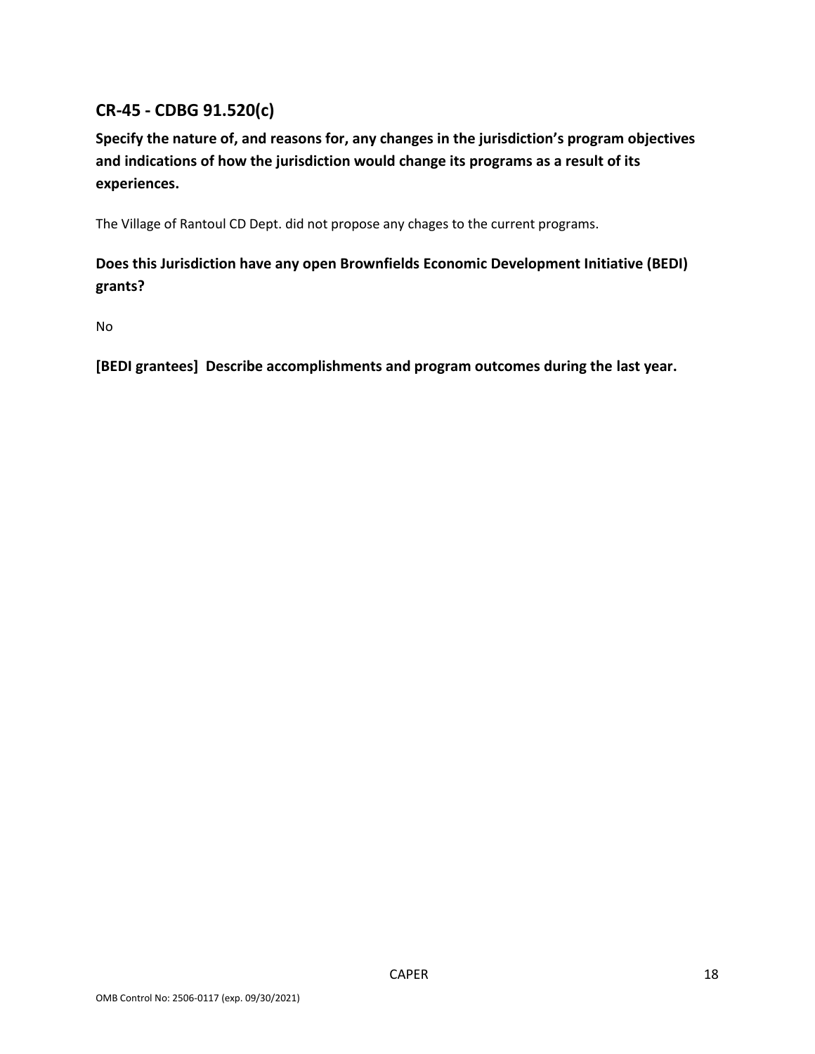## CR-45 - CDBG 91.520(c)

**Specify the nature of, and reasons for, any changes in the jurisdiction's program objectives and indications of how the jurisdiction would change its programs as a result of its experiences.**

The Village of Rantoul CD Dept. did not propose any chages to the current programs.

**Does this Jurisdiction have any open Brownfields Economic Development Initiative (BEDI) grants?**

No

**[BEDI grantees] Describe accomplishments and program outcomes during the last year.**